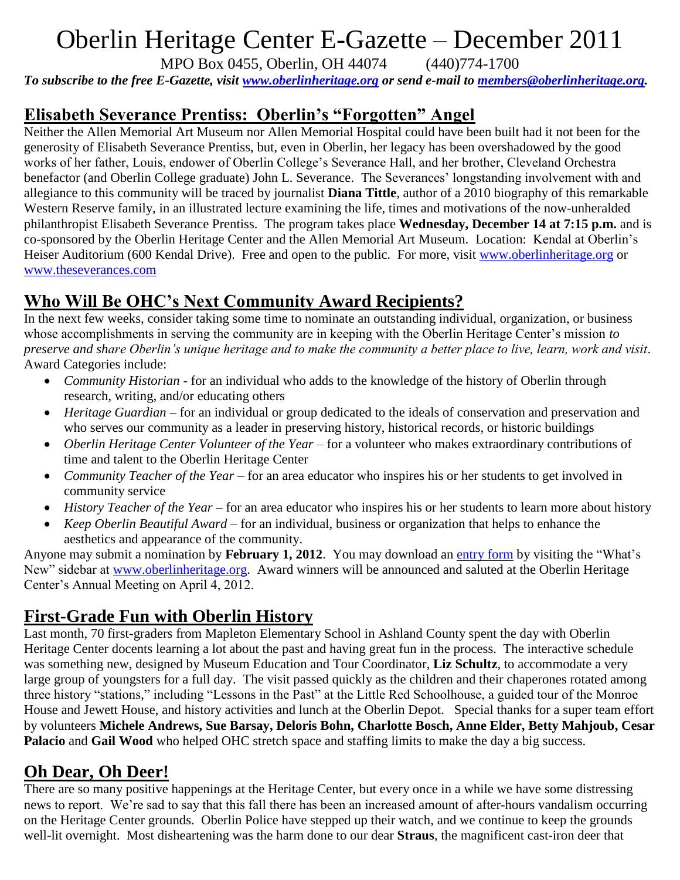# Oberlin Heritage Center E-Gazette – December 2011

MPO Box 0455, Oberlin, OH 44074 (440)774-1700

***To subscribe to the free E-Gazette, visit www.oberlinheritage.org or send e-mail to members@oberlinheritage.org.***

## Elisabeth Severance Prentiss: Oberlin's "Forgotten" Angel

Neither the Allen Memorial Art Museum nor Allen Memorial Hospital could have been built had it not been for the generosity of Elisabeth Severance Prentiss, but, even in Oberlin, her legacy has been overshadowed by the good works of her father, Louis, endower of Oberlin College's Severance Hall, and her brother, Cleveland Orchestra benefactor (and Oberlin College graduate) John L. Severance. The Severances' longstanding involvement with and allegiance to this community will be traced by journalist **Diana Tittle**, author of a 2010 biography of this remarkable Western Reserve family, in an illustrated lecture examining the life, times and motivations of the now-unheralded philanthropist Elisabeth Severance Prentiss. The program takes place **Wednesday, December 14 at 7:15 p.m.** and is co-sponsored by the Oberlin Heritage Center and the Allen Memorial Art Museum. Location: Kendal at Oberlin's Heiser Auditorium (600 Kendal Drive). Free and open to the public. For more, visit www.oberlinheritage.org or www.theseverances.com

## Who Will Be OHC's Next Community Award Recipients?

In the next few weeks, consider taking some time to nominate an outstanding individual, organization, or business whose accomplishments in serving the community are in keeping with the Oberlin Heritage Center's mission *to preserve and share Oberlin's unique heritage and to make the community a better place to live, learn, work and visit*. Award Categories include:

- *Community Historian* - for an individual who adds to the knowledge of the history of Oberlin through research, writing, and/or educating others
- *Heritage Guardian* – for an individual or group dedicated to the ideals of conservation and preservation and who serves our community as a leader in preserving history, historical records, or historic buildings
- *Oberlin Heritage Center Volunteer of the Year* – for a volunteer who makes extraordinary contributions of time and talent to the Oberlin Heritage Center
- *Community Teacher of the Year* – for an area educator who inspires his or her students to get involved in community service
- *History Teacher of the Year* – for an area educator who inspires his or her students to learn more about history
- *Keep Oberlin Beautiful Award* – for an individual, business or organization that helps to enhance the aesthetics and appearance of the community.

Anyone may submit a nomination by **February 1, 2012**. You may download an entry form by visiting the "What's New" sidebar at www.oberlinheritage.org. Award winners will be announced and saluted at the Oberlin Heritage Center's Annual Meeting on April 4, 2012.

## First-Grade Fun with Oberlin History

Last month, 70 first-graders from Mapleton Elementary School in Ashland County spent the day with Oberlin Heritage Center docents learning a lot about the past and having great fun in the process. The interactive schedule was something new, designed by Museum Education and Tour Coordinator, **Liz Schultz**, to accommodate a very large group of youngsters for a full day. The visit passed quickly as the children and their chaperones rotated among three history "stations," including "Lessons in the Past" at the Little Red Schoolhouse, a guided tour of the Monroe House and Jewett House, and history activities and lunch at the Oberlin Depot. Special thanks for a super team effort by volunteers **Michele Andrews, Sue Barsay, Deloris Bohn, Charlotte Bosch, Anne Elder, Betty Mahjoub, Cesar Palacio** and **Gail Wood** who helped OHC stretch space and staffing limits to make the day a big success.

## Oh Dear, Oh Deer!

There are so many positive happenings at the Heritage Center, but every once in a while we have some distressing news to report. We're sad to say that this fall there has been an increased amount of after-hours vandalism occurring on the Heritage Center grounds. Oberlin Police have stepped up their watch, and we continue to keep the grounds well-lit overnight. Most disheartening was the harm done to our dear **Straus**, the magnificent cast-iron deer that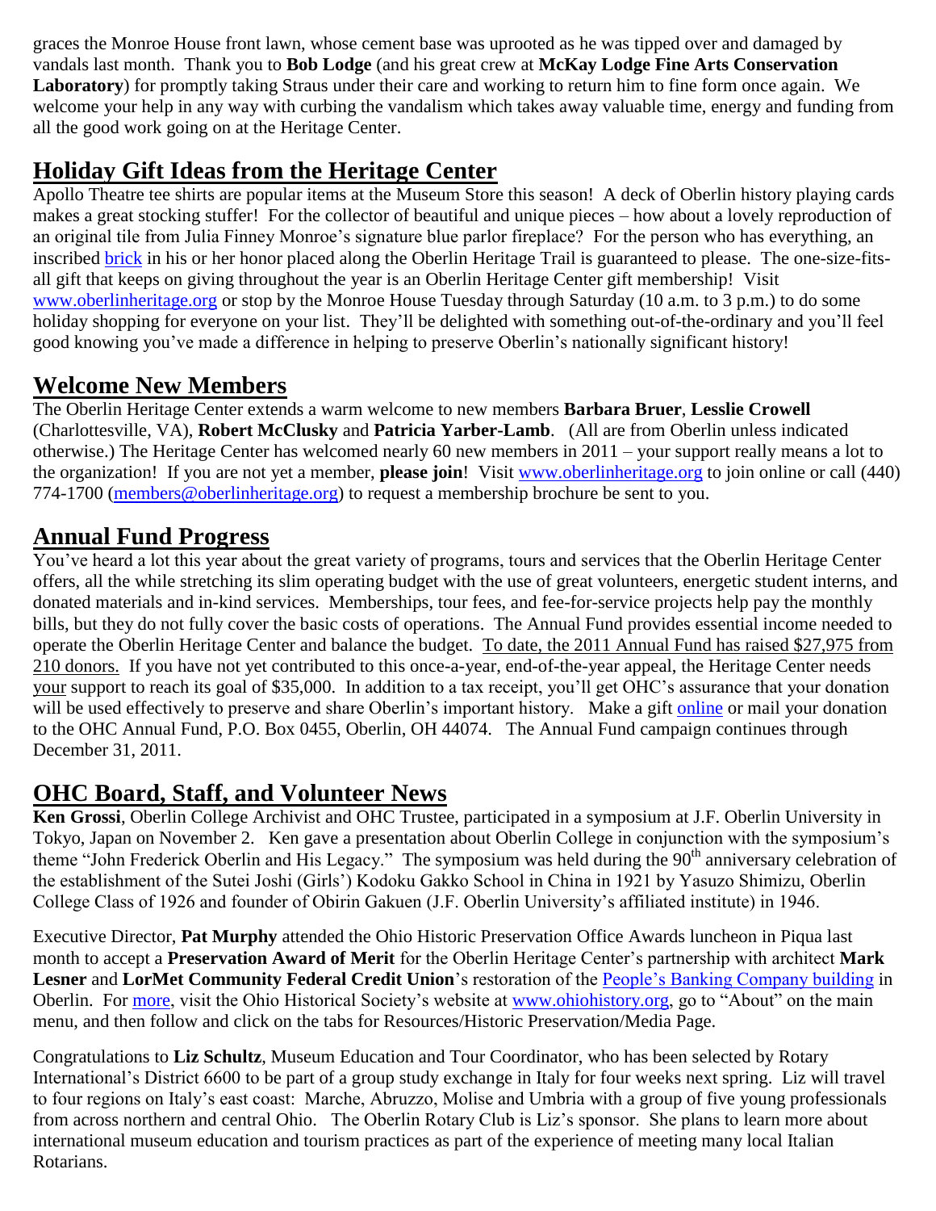graces the Monroe House front lawn, whose cement base was uprooted as he was tipped over and damaged by vandals last month. Thank you to **Bob Lodge** (and his great crew at **McKay Lodge Fine Arts Conservation Laboratory**) for promptly taking Straus under their care and working to return him to fine form once again. We welcome your help in any way with curbing the vandalism which takes away valuable time, energy and funding from all the good work going on at the Heritage Center.

## Holiday Gift Ideas from the Heritage Center

Apollo Theatre tee shirts are popular items at the Museum Store this season! A deck of Oberlin history playing cards makes a great stocking stuffer! For the collector of beautiful and unique pieces – how about a lovely reproduction of an original tile from Julia Finney Monroe's signature blue parlor fireplace? For the person who has everything, an inscribed brick in his or her honor placed along the Oberlin Heritage Trail is guaranteed to please. The one-size-fits-all gift that keeps on giving throughout the year is an Oberlin Heritage Center gift membership! Visit www.oberlinheritage.org or stop by the Monroe House Tuesday through Saturday (10 a.m. to 3 p.m.) to do some holiday shopping for everyone on your list. They'll be delighted with something out-of-the-ordinary and you'll feel good knowing you've made a difference in helping to preserve Oberlin's nationally significant history!

## Welcome New Members

The Oberlin Heritage Center extends a warm welcome to new members **Barbara Bruer**, **Lesslie Crowell** (Charlottesville, VA), **Robert McClusky** and **Patricia Yarber-Lamb**. (All are from Oberlin unless indicated otherwise.) The Heritage Center has welcomed nearly 60 new members in 2011 – your support really means a lot to the organization! If you are not yet a member, **please join**! Visit www.oberlinheritage.org to join online or call (440) 774-1700 (members@oberlinheritage.org) to request a membership brochure be sent to you.

## Annual Fund Progress

You've heard a lot this year about the great variety of programs, tours and services that the Oberlin Heritage Center offers, all the while stretching its slim operating budget with the use of great volunteers, energetic student interns, and donated materials and in-kind services. Memberships, tour fees, and fee-for-service projects help pay the monthly bills, but they do not fully cover the basic costs of operations. The Annual Fund provides essential income needed to operate the Oberlin Heritage Center and balance the budget. To date, the 2011 Annual Fund has raised $27,975 from 210 donors. If you have not yet contributed to this once-a-year, end-of-the-year appeal, the Heritage Center needs your support to reach its goal of $35,000. In addition to a tax receipt, you'll get OHC's assurance that your donation will be used effectively to preserve and share Oberlin's important history. Make a gift online or mail your donation to the OHC Annual Fund, P.O. Box 0455, Oberlin, OH 44074. The Annual Fund campaign continues through December 31, 2011.

## OHC Board, Staff, and Volunteer News

**Ken Grossi**, Oberlin College Archivist and OHC Trustee, participated in a symposium at J.F. Oberlin University in Tokyo, Japan on November 2. Ken gave a presentation about Oberlin College in conjunction with the symposium's theme "John Frederick Oberlin and His Legacy." The symposium was held during the 90th anniversary celebration of the establishment of the Sutei Joshi (Girls') Kodoku Gakko School in China in 1921 by Yasuzo Shimizu, Oberlin College Class of 1926 and founder of Obirin Gakuen (J.F. Oberlin University's affiliated institute) in 1946.

Executive Director, **Pat Murphy** attended the Ohio Historic Preservation Office Awards luncheon in Piqua last month to accept a **Preservation Award of Merit** for the Oberlin Heritage Center's partnership with architect **Mark Lesner** and **LorMet Community Federal Credit Union**'s restoration of the People's Banking Company building in Oberlin. For more, visit the Ohio Historical Society's website at www.ohiohistory.org, go to "About" on the main menu, and then follow and click on the tabs for Resources/Historic Preservation/Media Page.

Congratulations to **Liz Schultz**, Museum Education and Tour Coordinator, who has been selected by Rotary International's District 6600 to be part of a group study exchange in Italy for four weeks next spring. Liz will travel to four regions on Italy's east coast: Marche, Abruzzo, Molise and Umbria with a group of five young professionals from across northern and central Ohio. The Oberlin Rotary Club is Liz's sponsor. She plans to learn more about international museum education and tourism practices as part of the experience of meeting many local Italian Rotarians.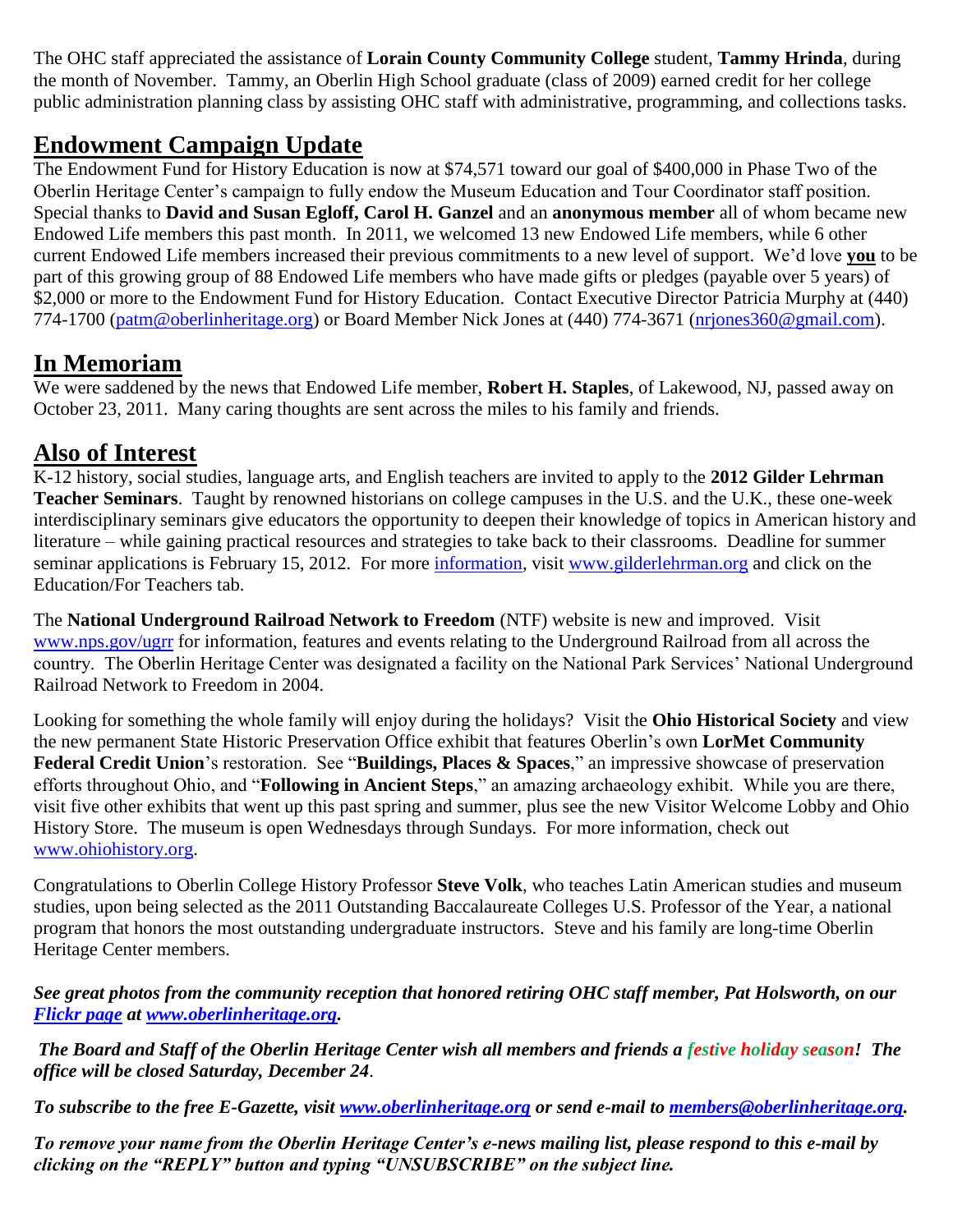The OHC staff appreciated the assistance of **Lorain County Community College** student, **Tammy Hrinda**, during the month of November. Tammy, an Oberlin High School graduate (class of 2009) earned credit for her college public administration planning class by assisting OHC staff with administrative, programming, and collections tasks.

## Endowment Campaign Update

The Endowment Fund for History Education is now at $74,571 toward our goal of $400,000 in Phase Two of the Oberlin Heritage Center's campaign to fully endow the Museum Education and Tour Coordinator staff position. Special thanks to **David and Susan Egloff, Carol H. Ganzel** and an **anonymous member** all of whom became new Endowed Life members this past month. In 2011, we welcomed 13 new Endowed Life members, while 6 other current Endowed Life members increased their previous commitments to a new level of support. We'd love **you** to be part of this growing group of 88 Endowed Life members who have made gifts or pledges (payable over 5 years) of $2,000 or more to the Endowment Fund for History Education. Contact Executive Director Patricia Murphy at (440) 774-1700 (patm@oberlinheritage.org) or Board Member Nick Jones at (440) 774-3671 (nrjones360@gmail.com).

## In Memoriam

We were saddened by the news that Endowed Life member, **Robert H. Staples**, of Lakewood, NJ, passed away on October 23, 2011. Many caring thoughts are sent across the miles to his family and friends.

## Also of Interest

K-12 history, social studies, language arts, and English teachers are invited to apply to the **2012 Gilder Lehrman Teacher Seminars**. Taught by renowned historians on college campuses in the U.S. and the U.K., these one-week interdisciplinary seminars give educators the opportunity to deepen their knowledge of topics in American history and literature – while gaining practical resources and strategies to take back to their classrooms. Deadline for summer seminar applications is February 15, 2012. For more information, visit www.gilderlehrman.org and click on the Education/For Teachers tab.

The **National Underground Railroad Network to Freedom** (NTF) website is new and improved. Visit www.nps.gov/ugrr for information, features and events relating to the Underground Railroad from all across the country. The Oberlin Heritage Center was designated a facility on the National Park Services' National Underground Railroad Network to Freedom in 2004.

Looking for something the whole family will enjoy during the holidays? Visit the **Ohio Historical Society** and view the new permanent State Historic Preservation Office exhibit that features Oberlin's own **LorMet Community Federal Credit Union**'s restoration. See "**Buildings, Places & Spaces**," an impressive showcase of preservation efforts throughout Ohio, and "**Following in Ancient Steps**," an amazing archaeology exhibit. While you are there, visit five other exhibits that went up this past spring and summer, plus see the new Visitor Welcome Lobby and Ohio History Store. The museum is open Wednesdays through Sundays. For more information, check out www.ohiohistory.org.

Congratulations to Oberlin College History Professor **Steve Volk**, who teaches Latin American studies and museum studies, upon being selected as the 2011 Outstanding Baccalaureate Colleges U.S. Professor of the Year, a national program that honors the most outstanding undergraduate instructors. Steve and his family are long-time Oberlin Heritage Center members.

***See great photos from the community reception that honored retiring OHC staff member, Pat Holsworth, on our Flickr page at www.oberlinheritage.org.***

***The Board and Staff of the Oberlin Heritage Center wish all members and friends a festive holiday season! The office will be closed Saturday, December 24.***

***To subscribe to the free E-Gazette, visit www.oberlinheritage.org or send e-mail to members@oberlinheritage.org.***

***To remove your name from the Oberlin Heritage Center's e-news mailing list, please respond to this e-mail by clicking on the "REPLY" button and typing "UNSUBSCRIBE" on the subject line.***